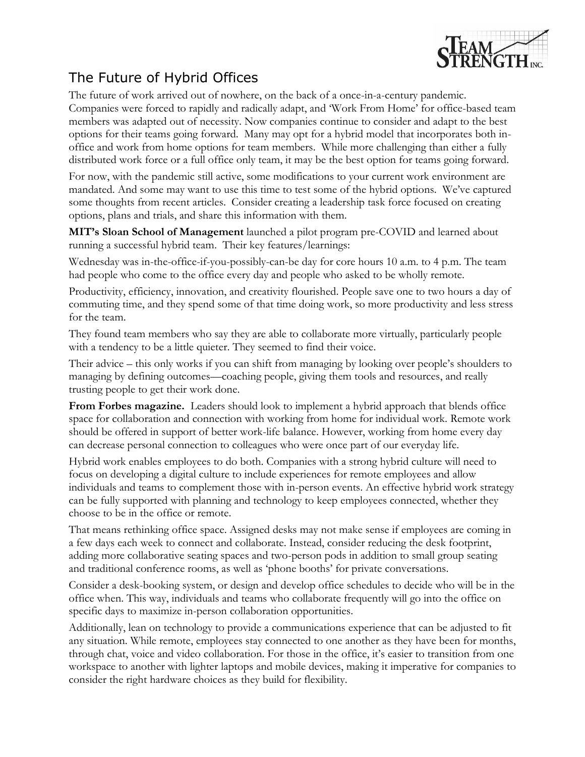# The Future of Hybrid Offices

The future of work arrived out of nowhere, on the back of a once-in-a-century pandemic. Companies were forced to rapidly and radically adapt, and 'Work From Home' for office-based team members was adapted out of necessity. Now companies continue to consider and adapt to the best options for their teams going forward. Many may opt for a hybrid model that incorporates both in-office and work from home options for team members. While more challenging than either a fully distributed work force or a full office only team, it may be the best option for teams going forward.

For now, with the pandemic still active, some modifications to your current work environment are mandated. And some may want to use this time to test some of the hybrid options. We've captured some thoughts from recent articles. Consider creating a leadership task force focused on creating options, plans and trials, and share this information with them.

**MIT's Sloan School of Management** launched a pilot program pre-COVID and learned about running a successful hybrid team. Their key features/learnings:

Wednesday was in-the-office-if-you-possibly-can-be day for core hours 10 a.m. to 4 p.m. The team had people who come to the office every day and people who asked to be wholly remote.

Productivity, efficiency, innovation, and creativity flourished. People save one to two hours a day of commuting time, and they spend some of that time doing work, so more productivity and less stress for the team.

They found team members who say they are able to collaborate more virtually, particularly people with a tendency to be a little quieter. They seemed to find their voice.

Their advice – this only works if you can shift from managing by looking over people's shoulders to managing by defining outcomes—coaching people, giving them tools and resources, and really trusting people to get their work done.

**From Forbes magazine.** Leaders should look to implement a hybrid approach that blends office space for collaboration and connection with working from home for individual work. Remote work should be offered in support of better work-life balance. However, working from home every day can decrease personal connection to colleagues who were once part of our everyday life.

Hybrid work enables employees to do both. Companies with a strong hybrid culture will need to focus on developing a digital culture to include experiences for remote employees and allow individuals and teams to complement those with in-person events. An effective hybrid work strategy can be fully supported with planning and technology to keep employees connected, whether they choose to be in the office or remote.

That means rethinking office space. Assigned desks may not make sense if employees are coming in a few days each week to connect and collaborate. Instead, consider reducing the desk footprint, adding more collaborative seating spaces and two-person pods in addition to small group seating and traditional conference rooms, as well as 'phone booths' for private conversations.

Consider a desk-booking system, or design and develop office schedules to decide who will be in the office when. This way, individuals and teams who collaborate frequently will go into the office on specific days to maximize in-person collaboration opportunities.

Additionally, lean on technology to provide a communications experience that can be adjusted to fit any situation. While remote, employees stay connected to one another as they have been for months, through chat, voice and video collaboration. For those in the office, it's easier to transition from one workspace to another with lighter laptops and mobile devices, making it imperative for companies to consider the right hardware choices as they build for flexibility.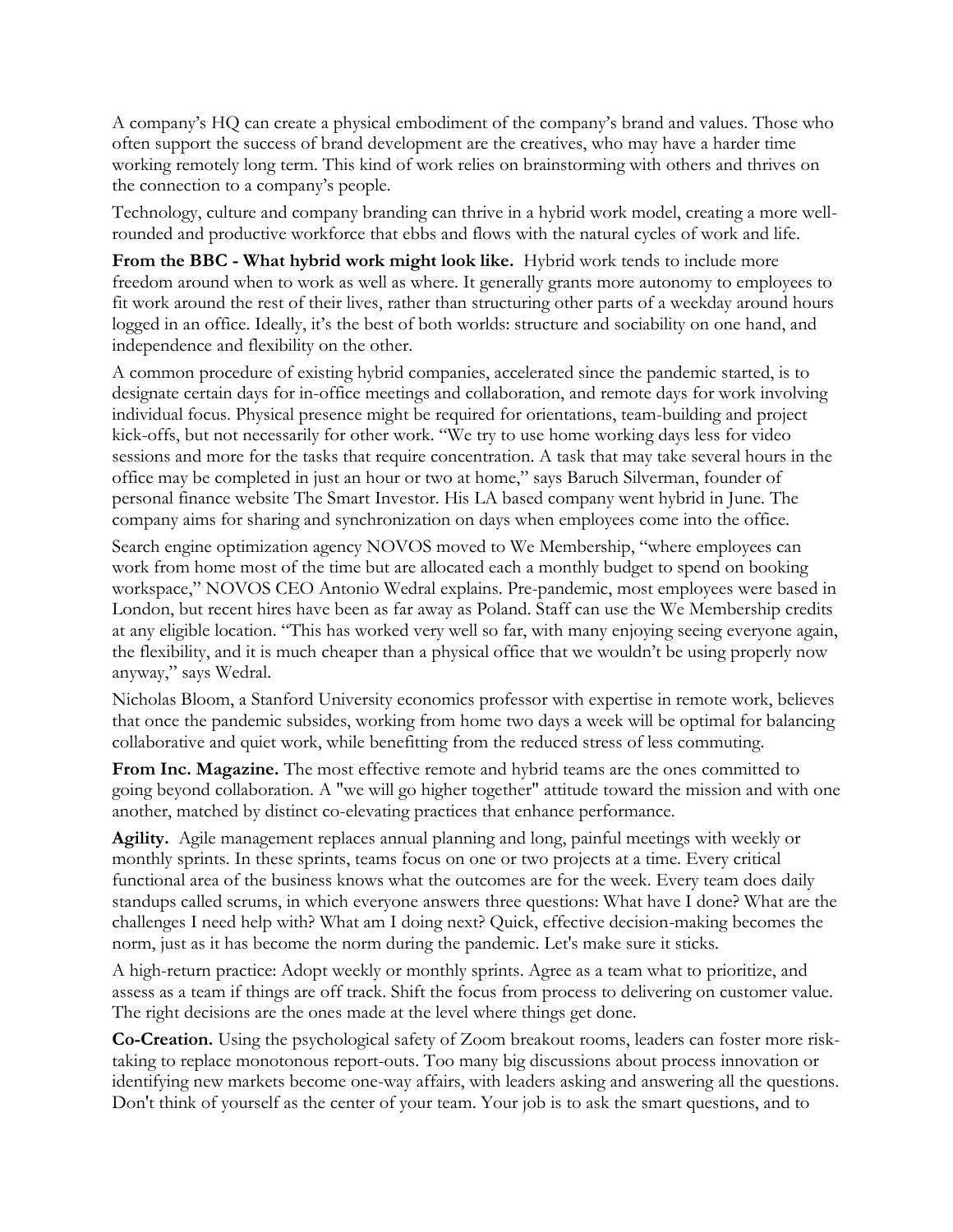A company's HQ can create a physical embodiment of the company's brand and values. Those who often support the success of brand development are the creatives, who may have a harder time working remotely long term. This kind of work relies on brainstorming with others and thrives on the connection to a company's people.

Technology, culture and company branding can thrive in a hybrid work model, creating a more well-rounded and productive workforce that ebbs and flows with the natural cycles of work and life.

**From the BBC - What hybrid work might look like.** Hybrid work tends to include more freedom around when to work as well as where. It generally grants more autonomy to employees to fit work around the rest of their lives, rather than structuring other parts of a weekday around hours logged in an office. Ideally, it's the best of both worlds: structure and sociability on one hand, and independence and flexibility on the other.

A common procedure of existing hybrid companies, accelerated since the pandemic started, is to designate certain days for in-office meetings and collaboration, and remote days for work involving individual focus. Physical presence might be required for orientations, team-building and project kick-offs, but not necessarily for other work. "We try to use home working days less for video sessions and more for the tasks that require concentration. A task that may take several hours in the office may be completed in just an hour or two at home," says Baruch Silverman, founder of personal finance website The Smart Investor. His LA based company went hybrid in June. The company aims for sharing and synchronization on days when employees come into the office.

Search engine optimization agency NOVOS moved to We Membership, "where employees can work from home most of the time but are allocated each a monthly budget to spend on booking workspace," NOVOS CEO Antonio Wedral explains. Pre-pandemic, most employees were based in London, but recent hires have been as far away as Poland. Staff can use the We Membership credits at any eligible location. "This has worked very well so far, with many enjoying seeing everyone again, the flexibility, and it is much cheaper than a physical office that we wouldn't be using properly now anyway," says Wedral.

Nicholas Bloom, a Stanford University economics professor with expertise in remote work, believes that once the pandemic subsides, working from home two days a week will be optimal for balancing collaborative and quiet work, while benefitting from the reduced stress of less commuting.

**From Inc. Magazine.** The most effective remote and hybrid teams are the ones committed to going beyond collaboration. A "we will go higher together" attitude toward the mission and with one another, matched by distinct co-elevating practices that enhance performance.

**Agility.** Agile management replaces annual planning and long, painful meetings with weekly or monthly sprints. In these sprints, teams focus on one or two projects at a time. Every critical functional area of the business knows what the outcomes are for the week. Every team does daily standups called scrums, in which everyone answers three questions: What have I done? What are the challenges I need help with? What am I doing next? Quick, effective decision-making becomes the norm, just as it has become the norm during the pandemic. Let's make sure it sticks.

A high-return practice: Adopt weekly or monthly sprints. Agree as a team what to prioritize, and assess as a team if things are off track. Shift the focus from process to delivering on customer value. The right decisions are the ones made at the level where things get done.

**Co-Creation.** Using the psychological safety of Zoom breakout rooms, leaders can foster more risk-taking to replace monotonous report-outs. Too many big discussions about process innovation or identifying new markets become one-way affairs, with leaders asking and answering all the questions. Don't think of yourself as the center of your team. Your job is to ask the smart questions, and to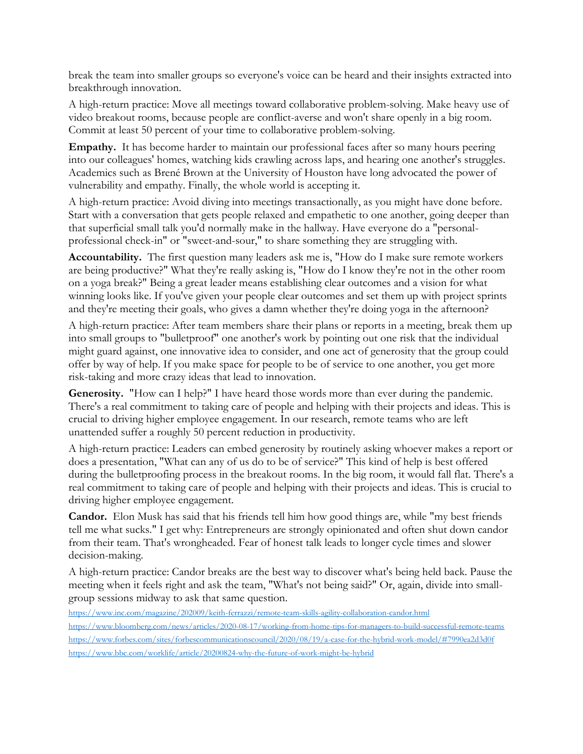break the team into smaller groups so everyone's voice can be heard and their insights extracted into breakthrough innovation.

A high-return practice: Move all meetings toward collaborative problem-solving. Make heavy use of video breakout rooms, because people are conflict-averse and won't share openly in a big room. Commit at least 50 percent of your time to collaborative problem-solving.

**Empathy.** It has become harder to maintain our professional faces after so many hours peering into our colleagues' homes, watching kids crawling across laps, and hearing one another's struggles. Academics such as Brené Brown at the University of Houston have long advocated the power of vulnerability and empathy. Finally, the whole world is accepting it.

A high-return practice: Avoid diving into meetings transactionally, as you might have done before. Start with a conversation that gets people relaxed and empathetic to one another, going deeper than that superficial small talk you'd normally make in the hallway. Have everyone do a "personal-professional check-in" or "sweet-and-sour," to share something they are struggling with.

**Accountability.** The first question many leaders ask me is, "How do I make sure remote workers are being productive?" What they're really asking is, "How do I know they're not in the other room on a yoga break?" Being a great leader means establishing clear outcomes and a vision for what winning looks like. If you've given your people clear outcomes and set them up with project sprints and they're meeting their goals, who gives a damn whether they're doing yoga in the afternoon?

A high-return practice: After team members share their plans or reports in a meeting, break them up into small groups to "bulletproof" one another's work by pointing out one risk that the individual might guard against, one innovative idea to consider, and one act of generosity that the group could offer by way of help. If you make space for people to be of service to one another, you get more risk-taking and more crazy ideas that lead to innovation.

**Generosity.** "How can I help?" I have heard those words more than ever during the pandemic. There's a real commitment to taking care of people and helping with their projects and ideas. This is crucial to driving higher employee engagement. In our research, remote teams who are left unattended suffer a roughly 50 percent reduction in productivity.

A high-return practice: Leaders can embed generosity by routinely asking whoever makes a report or does a presentation, "What can any of us do to be of service?" This kind of help is best offered during the bulletproofing process in the breakout rooms. In the big room, it would fall flat. There's a real commitment to taking care of people and helping with their projects and ideas. This is crucial to driving higher employee engagement.

**Candor.** Elon Musk has said that his friends tell him how good things are, while "my best friends tell me what sucks." I get why: Entrepreneurs are strongly opinionated and often shut down candor from their team. That's wrongheaded. Fear of honest talk leads to longer cycle times and slower decision-making.

A high-return practice: Candor breaks are the best way to discover what's being held back. Pause the meeting when it feels right and ask the team, "What's not being said?" Or, again, divide into small-group sessions midway to ask that same question.

https://www.inc.com/magazine/202009/keith-ferrazzi/remote-team-skills-agility-collaboration-candor.html

https://www.bloomberg.com/news/articles/2020-08-17/working-from-home-tips-for-managers-to-build-successful-remote-teams

https://www.forbes.com/sites/forbescommunicationscouncil/2020/08/19/a-case-for-the-hybrid-work-model/#7990ea2d3d0f

https://www.bbc.com/worklife/article/20200824-why-the-future-of-work-might-be-hybrid